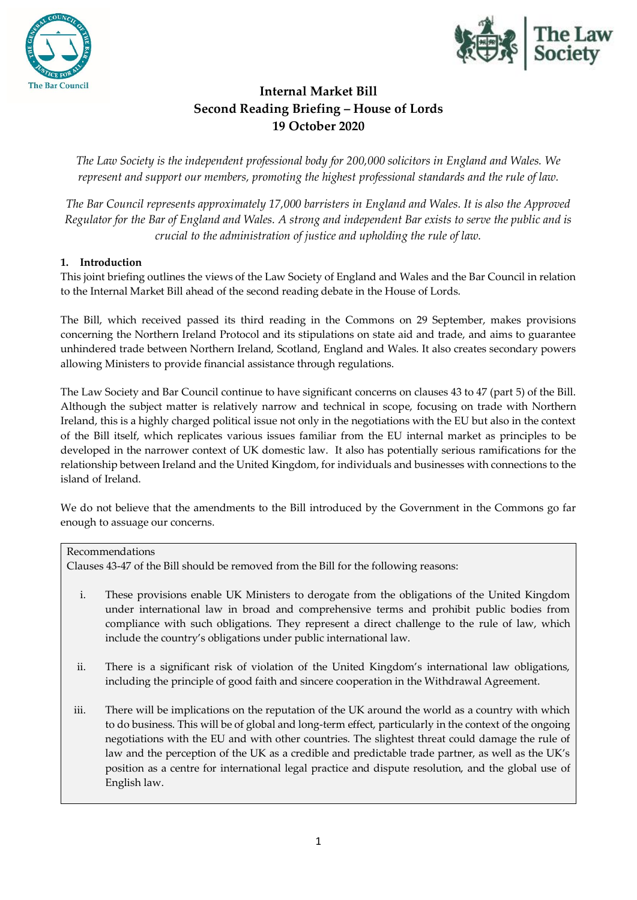# Internal Market Bill
## Second Reading Briefing – House of Lords
## 19 October 2020

*The Law Society is the independent professional body for 200,000 solicitors in England and Wales. We represent and support our members, promoting the highest professional standards and the rule of law.*

*The Bar Council represents approximately 17,000 barristers in England and Wales. It is also the Approved Regulator for the Bar of England and Wales. A strong and independent Bar exists to serve the public and is crucial to the administration of justice and upholding the rule of law.*

### 1. Introduction

This joint briefing outlines the views of the Law Society of England and Wales and the Bar Council in relation to the Internal Market Bill ahead of the second reading debate in the House of Lords.

The Bill, which received passed its third reading in the Commons on 29 September, makes provisions concerning the Northern Ireland Protocol and its stipulations on state aid and trade, and aims to guarantee unhindered trade between Northern Ireland, Scotland, England and Wales. It also creates secondary powers allowing Ministers to provide financial assistance through regulations.

The Law Society and Bar Council continue to have significant concerns on clauses 43 to 47 (part 5) of the Bill. Although the subject matter is relatively narrow and technical in scope, focusing on trade with Northern Ireland, this is a highly charged political issue not only in the negotiations with the EU but also in the context of the Bill itself, which replicates various issues familiar from the EU internal market as principles to be developed in the narrower context of UK domestic law. It also has potentially serious ramifications for the relationship between Ireland and the United Kingdom, for individuals and businesses with connections to the island of Ireland.

We do not believe that the amendments to the Bill introduced by the Government in the Commons go far enough to assuage our concerns.

> Recommendations
>
> Clauses 43-47 of the Bill should be removed from the Bill for the following reasons:
>
> i. These provisions enable UK Ministers to derogate from the obligations of the United Kingdom under international law in broad and comprehensive terms and prohibit public bodies from compliance with such obligations. They represent a direct challenge to the rule of law, which include the country's obligations under public international law.
>
> ii. There is a significant risk of violation of the United Kingdom's international law obligations, including the principle of good faith and sincere cooperation in the Withdrawal Agreement.
>
> iii. There will be implications on the reputation of the UK around the world as a country with which to do business. This will be of global and long-term effect, particularly in the context of the ongoing negotiations with the EU and with other countries. The slightest threat could damage the rule of law and the perception of the UK as a credible and predictable trade partner, as well as the UK's position as a centre for international legal practice and dispute resolution, and the global use of English law.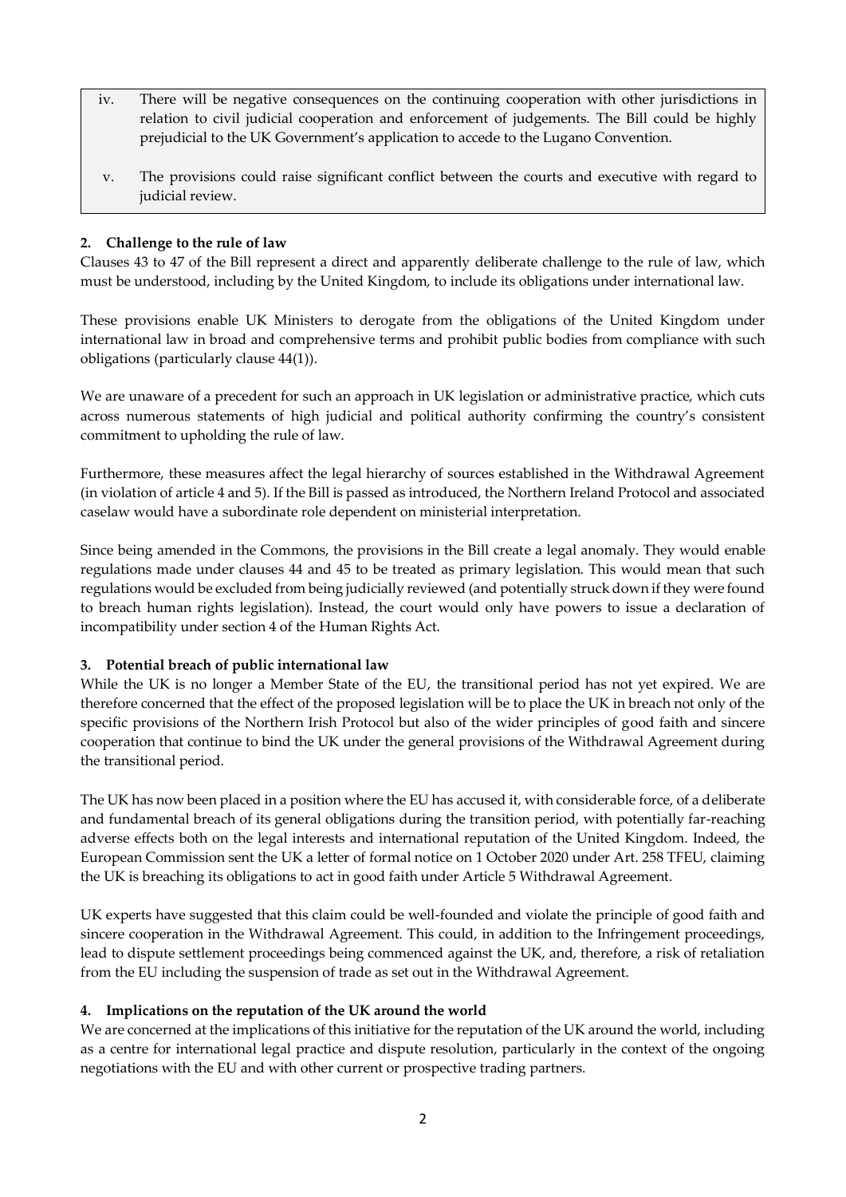iv. There will be negative consequences on the continuing cooperation with other jurisdictions in relation to civil judicial cooperation and enforcement of judgements. The Bill could be highly prejudicial to the UK Government's application to accede to the Lugano Convention.

v. The provisions could raise significant conflict between the courts and executive with regard to judicial review.

## 2. Challenge to the rule of law

Clauses 43 to 47 of the Bill represent a direct and apparently deliberate challenge to the rule of law, which must be understood, including by the United Kingdom, to include its obligations under international law.

These provisions enable UK Ministers to derogate from the obligations of the United Kingdom under international law in broad and comprehensive terms and prohibit public bodies from compliance with such obligations (particularly clause 44(1)).

We are unaware of a precedent for such an approach in UK legislation or administrative practice, which cuts across numerous statements of high judicial and political authority confirming the country's consistent commitment to upholding the rule of law.

Furthermore, these measures affect the legal hierarchy of sources established in the Withdrawal Agreement (in violation of article 4 and 5). If the Bill is passed as introduced, the Northern Ireland Protocol and associated caselaw would have a subordinate role dependent on ministerial interpretation.

Since being amended in the Commons, the provisions in the Bill create a legal anomaly. They would enable regulations made under clauses 44 and 45 to be treated as primary legislation. This would mean that such regulations would be excluded from being judicially reviewed (and potentially struck down if they were found to breach human rights legislation). Instead, the court would only have powers to issue a declaration of incompatibility under section 4 of the Human Rights Act.

## 3. Potential breach of public international law

While the UK is no longer a Member State of the EU, the transitional period has not yet expired. We are therefore concerned that the effect of the proposed legislation will be to place the UK in breach not only of the specific provisions of the Northern Irish Protocol but also of the wider principles of good faith and sincere cooperation that continue to bind the UK under the general provisions of the Withdrawal Agreement during the transitional period.

The UK has now been placed in a position where the EU has accused it, with considerable force, of a deliberate and fundamental breach of its general obligations during the transition period, with potentially far-reaching adverse effects both on the legal interests and international reputation of the United Kingdom. Indeed, the European Commission sent the UK a letter of formal notice on 1 October 2020 under Art. 258 TFEU, claiming the UK is breaching its obligations to act in good faith under Article 5 Withdrawal Agreement.

UK experts have suggested that this claim could be well-founded and violate the principle of good faith and sincere cooperation in the Withdrawal Agreement. This could, in addition to the Infringement proceedings, lead to dispute settlement proceedings being commenced against the UK, and, therefore, a risk of retaliation from the EU including the suspension of trade as set out in the Withdrawal Agreement.

## 4. Implications on the reputation of the UK around the world

We are concerned at the implications of this initiative for the reputation of the UK around the world, including as a centre for international legal practice and dispute resolution, particularly in the context of the ongoing negotiations with the EU and with other current or prospective trading partners.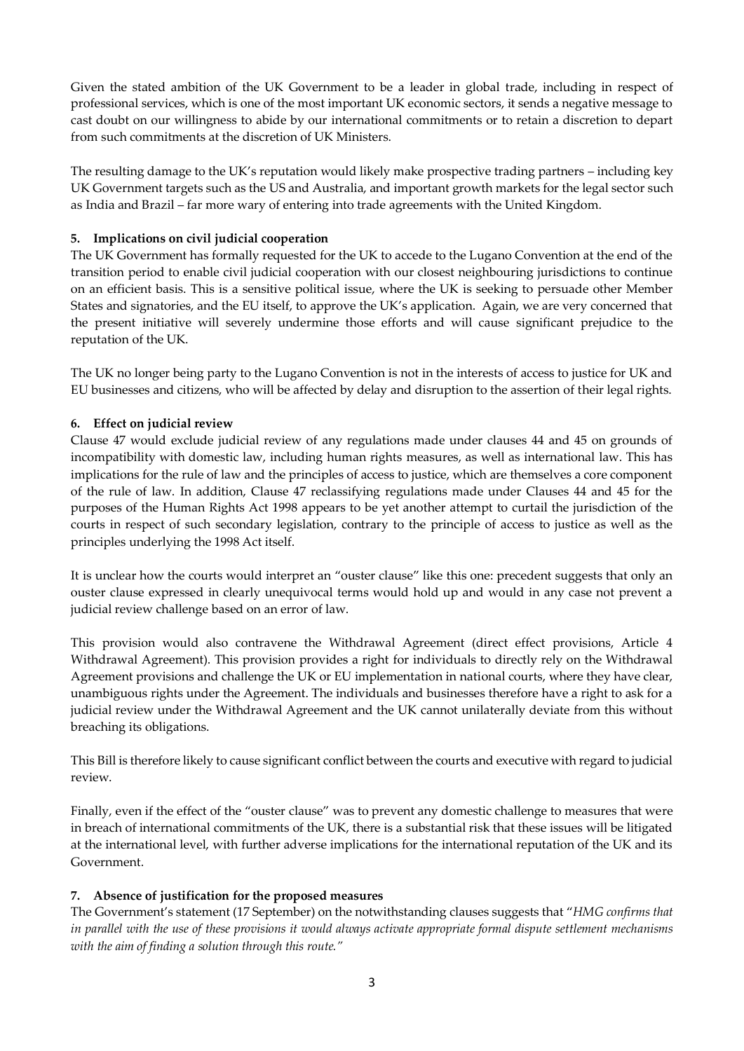Given the stated ambition of the UK Government to be a leader in global trade, including in respect of professional services, which is one of the most important UK economic sectors, it sends a negative message to cast doubt on our willingness to abide by our international commitments or to retain a discretion to depart from such commitments at the discretion of UK Ministers.

The resulting damage to the UK's reputation would likely make prospective trading partners – including key UK Government targets such as the US and Australia, and important growth markets for the legal sector such as India and Brazil – far more wary of entering into trade agreements with the United Kingdom.

### 5. Implications on civil judicial cooperation

The UK Government has formally requested for the UK to accede to the Lugano Convention at the end of the transition period to enable civil judicial cooperation with our closest neighbouring jurisdictions to continue on an efficient basis. This is a sensitive political issue, where the UK is seeking to persuade other Member States and signatories, and the EU itself, to approve the UK's application. Again, we are very concerned that the present initiative will severely undermine those efforts and will cause significant prejudice to the reputation of the UK.

The UK no longer being party to the Lugano Convention is not in the interests of access to justice for UK and EU businesses and citizens, who will be affected by delay and disruption to the assertion of their legal rights.

### 6. Effect on judicial review

Clause 47 would exclude judicial review of any regulations made under clauses 44 and 45 on grounds of incompatibility with domestic law, including human rights measures, as well as international law. This has implications for the rule of law and the principles of access to justice, which are themselves a core component of the rule of law. In addition, Clause 47 reclassifying regulations made under Clauses 44 and 45 for the purposes of the Human Rights Act 1998 appears to be yet another attempt to curtail the jurisdiction of the courts in respect of such secondary legislation, contrary to the principle of access to justice as well as the principles underlying the 1998 Act itself.

It is unclear how the courts would interpret an "ouster clause" like this one: precedent suggests that only an ouster clause expressed in clearly unequivocal terms would hold up and would in any case not prevent a judicial review challenge based on an error of law.

This provision would also contravene the Withdrawal Agreement (direct effect provisions, Article 4 Withdrawal Agreement). This provision provides a right for individuals to directly rely on the Withdrawal Agreement provisions and challenge the UK or EU implementation in national courts, where they have clear, unambiguous rights under the Agreement. The individuals and businesses therefore have a right to ask for a judicial review under the Withdrawal Agreement and the UK cannot unilaterally deviate from this without breaching its obligations.

This Bill is therefore likely to cause significant conflict between the courts and executive with regard to judicial review.

Finally, even if the effect of the "ouster clause" was to prevent any domestic challenge to measures that were in breach of international commitments of the UK, there is a substantial risk that these issues will be litigated at the international level, with further adverse implications for the international reputation of the UK and its Government.

### 7. Absence of justification for the proposed measures

The Government's statement (17 September) on the notwithstanding clauses suggests that "*HMG confirms that in parallel with the use of these provisions it would always activate appropriate formal dispute settlement mechanisms with the aim of finding a solution through this route.*"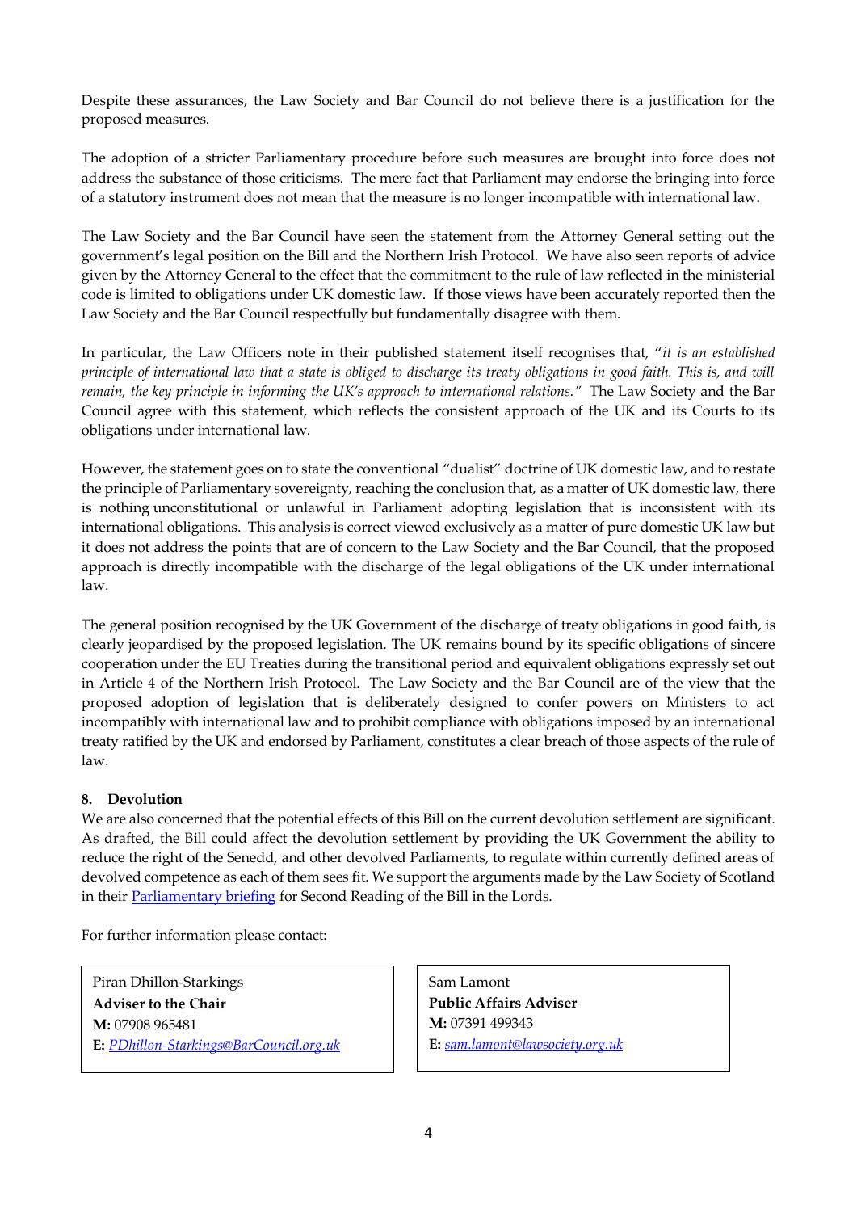Despite these assurances, the Law Society and Bar Council do not believe there is a justification for the proposed measures.

The adoption of a stricter Parliamentary procedure before such measures are brought into force does not address the substance of those criticisms. The mere fact that Parliament may endorse the bringing into force of a statutory instrument does not mean that the measure is no longer incompatible with international law.

The Law Society and the Bar Council have seen the statement from the Attorney General setting out the government's legal position on the Bill and the Northern Irish Protocol. We have also seen reports of advice given by the Attorney General to the effect that the commitment to the rule of law reflected in the ministerial code is limited to obligations under UK domestic law. If those views have been accurately reported then the Law Society and the Bar Council respectfully but fundamentally disagree with them.

In particular, the Law Officers note in their published statement itself recognises that, "*it is an established principle of international law that a state is obliged to discharge its treaty obligations in good faith. This is, and will remain, the key principle in informing the UK's approach to international relations.*" The Law Society and the Bar Council agree with this statement, which reflects the consistent approach of the UK and its Courts to its obligations under international law.

However, the statement goes on to state the conventional "dualist" doctrine of UK domestic law, and to restate the principle of Parliamentary sovereignty, reaching the conclusion that, as a matter of UK domestic law, there is nothing unconstitutional or unlawful in Parliament adopting legislation that is inconsistent with its international obligations. This analysis is correct viewed exclusively as a matter of pure domestic UK law but it does not address the points that are of concern to the Law Society and the Bar Council, that the proposed approach is directly incompatible with the discharge of the legal obligations of the UK under international law.

The general position recognised by the UK Government of the discharge of treaty obligations in good faith, is clearly jeopardised by the proposed legislation. The UK remains bound by its specific obligations of sincere cooperation under the EU Treaties during the transitional period and equivalent obligations expressly set out in Article 4 of the Northern Irish Protocol. The Law Society and the Bar Council are of the view that the proposed adoption of legislation that is deliberately designed to confer powers on Ministers to act incompatibly with international law and to prohibit compliance with obligations imposed by an international treaty ratified by the UK and endorsed by Parliament, constitutes a clear breach of those aspects of the rule of law.

**8. Devolution**

We are also concerned that the potential effects of this Bill on the current devolution settlement are significant. As drafted, the Bill could affect the devolution settlement by providing the UK Government the ability to reduce the right of the Senedd, and other devolved Parliaments, to regulate within currently defined areas of devolved competence as each of them sees fit. We support the arguments made by the Law Society of Scotland in their [Parliamentary briefing] for Second Reading of the Bill in the Lords.

For further information please contact:

Piran Dhillon-Starkings
**Adviser to the Chair**
**M:** 07908 965481
**E:** *PDhillon-Starkings@BarCouncil.org.uk*

Sam Lamont
**Public Affairs Adviser**
**M:** 07391 499343
**E:** *sam.lamont@lawsociety.org.uk*